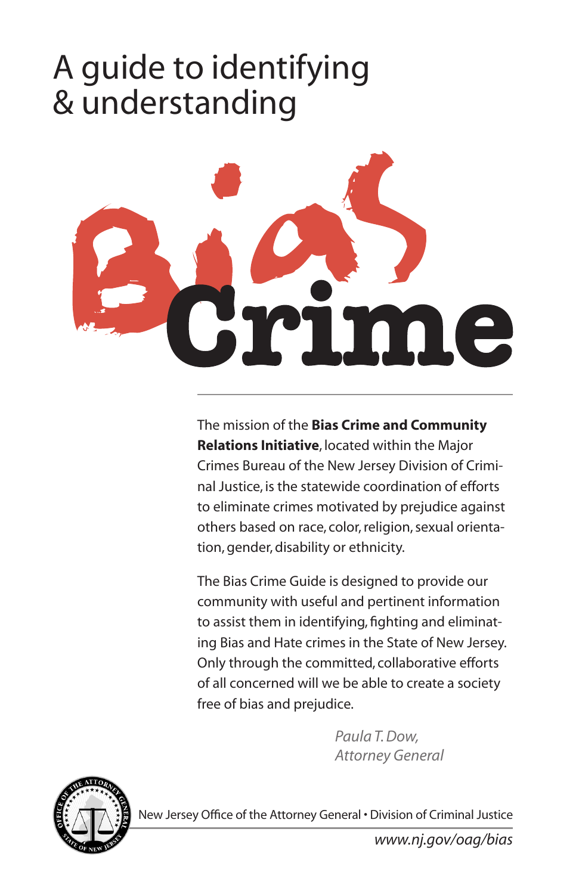# A guide to identifying & understanding

# Bias Crime

The mission of the **Bias Crime and Community Relations Initiative**, located within the Major Crimes Bureau of the New Jersey Division of Criminal Justice, is the statewide coordination of efforts to eliminate crimes motivated by prejudice against others based on race, color, religion, sexual orientation, gender, disability or ethnicity.

The Bias Crime Guide is designed to provide our community with useful and pertinent information to assist them in identifying, fighting and eliminating Bias and Hate crimes in the State of New Jersey. Only through the committed, collaborative efforts of all concerned will we be able to create a society free of bias and prejudice.

*Paula T. Dow,*
*Attorney General*

New Jersey Office of the Attorney General • Division of Criminal Justice

*www.nj.gov/oag/bias*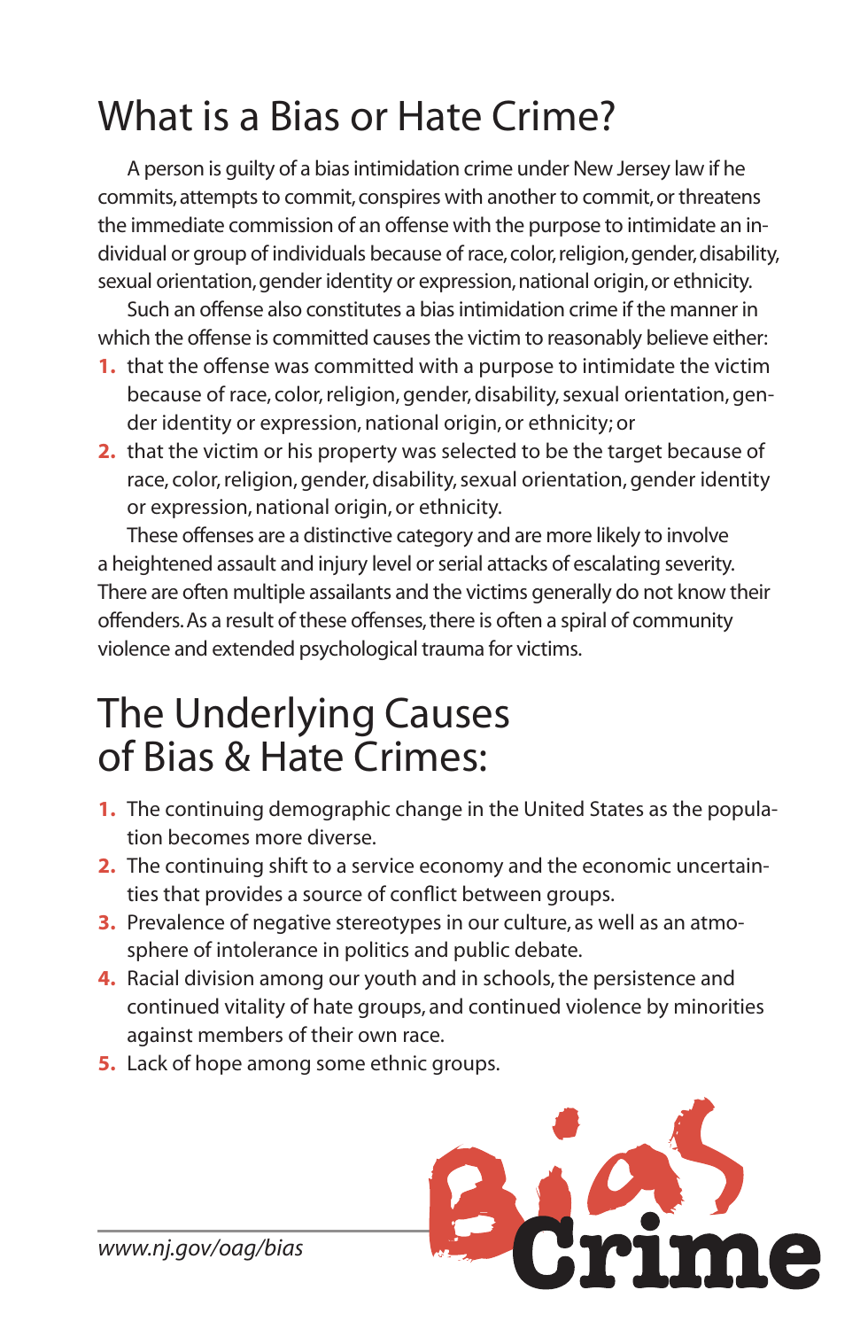# What is a Bias or Hate Crime?

A person is guilty of a bias intimidation crime under New Jersey law if he commits, attempts to commit, conspires with another to commit, or threatens the immediate commission of an offense with the purpose to intimidate an individual or group of individuals because of race, color, religion, gender, disability, sexual orientation, gender identity or expression, national origin, or ethnicity.

Such an offense also constitutes a bias intimidation crime if the manner in which the offense is committed causes the victim to reasonably believe either:

1. that the offense was committed with a purpose to intimidate the victim because of race, color, religion, gender, disability, sexual orientation, gender identity or expression, national origin, or ethnicity; or
2. that the victim or his property was selected to be the target because of race, color, religion, gender, disability, sexual orientation, gender identity or expression, national origin, or ethnicity.

These offenses are a distinctive category and are more likely to involve a heightened assault and injury level or serial attacks of escalating severity. There are often multiple assailants and the victims generally do not know their offenders. As a result of these offenses, there is often a spiral of community violence and extended psychological trauma for victims.

# The Underlying Causes of Bias & Hate Crimes:

1. The continuing demographic change in the United States as the population becomes more diverse.
2. The continuing shift to a service economy and the economic uncertainties that provides a source of conflict between groups.
3. Prevalence of negative stereotypes in our culture, as well as an atmosphere of intolerance in politics and public debate.
4. Racial division among our youth and in schools, the persistence and continued vitality of hate groups, and continued violence by minorities against members of their own race.
5. Lack of hope among some ethnic groups.

*www.nj.gov/oag/bias*

Bias Crime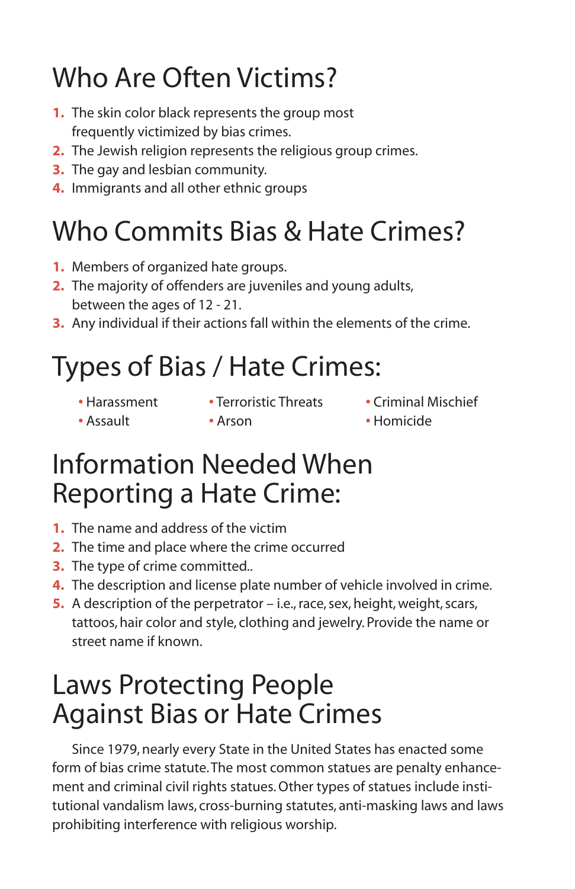# Who Are Often Victims?

1. The skin color black represents the group most frequently victimized by bias crimes.
2. The Jewish religion represents the religious group crimes.
3. The gay and lesbian community.
4. Immigrants and all other ethnic groups

# Who Commits Bias & Hate Crimes?

1. Members of organized hate groups.
2. The majority of offenders are juveniles and young adults, between the ages of 12 - 21.
3. Any individual if their actions fall within the elements of the crime.

# Types of Bias / Hate Crimes:

- Harassment
- Assault
- Terroristic Threats
- Arson
- Criminal Mischief
- Homicide

# Information Needed When Reporting a Hate Crime:

1. The name and address of the victim
2. The time and place where the crime occurred
3. The type of crime committed..
4. The description and license plate number of vehicle involved in crime.
5. A description of the perpetrator – i.e., race, sex, height, weight, scars, tattoos, hair color and style, clothing and jewelry. Provide the name or street name if known.

# Laws Protecting People Against Bias or Hate Crimes

Since 1979, nearly every State in the United States has enacted some form of bias crime statute. The most common statues are penalty enhancement and criminal civil rights statues. Other types of statues include institutional vandalism laws, cross-burning statutes, anti-masking laws and laws prohibiting interference with religious worship.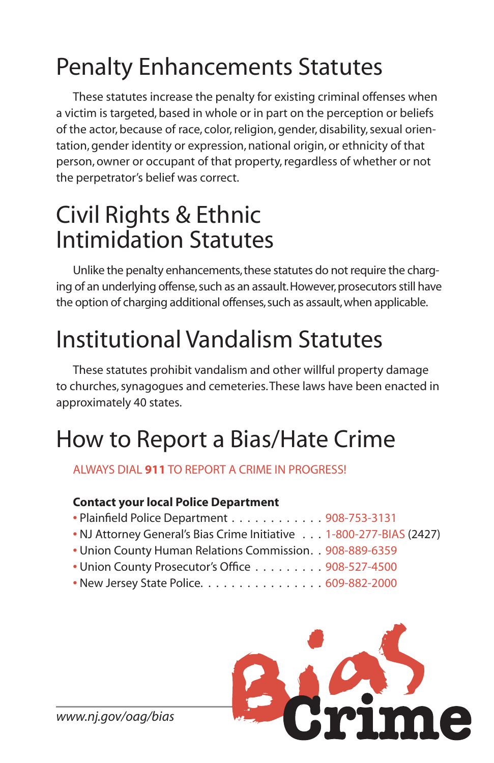# Penalty Enhancements Statutes

These statutes increase the penalty for existing criminal offenses when a victim is targeted, based in whole or in part on the perception or beliefs of the actor, because of race, color, religion, gender, disability, sexual orientation, gender identity or expression, national origin, or ethnicity of that person, owner or occupant of that property, regardless of whether or not the perpetrator's belief was correct.

# Civil Rights & Ethnic Intimidation Statutes

Unlike the penalty enhancements, these statutes do not require the charging of an underlying offense, such as an assault. However, prosecutors still have the option of charging additional offenses, such as assault, when applicable.

# Institutional Vandalism Statutes

These statutes prohibit vandalism and other willful property damage to churches, synagogues and cemeteries. These laws have been enacted in approximately 40 states.

# How to Report a Bias/Hate Crime

ALWAYS DIAL **911** TO REPORT A CRIME IN PROGRESS!

**Contact your local Police Department**

- Plainfield Police Department . . . . . . . . . . . . 908-753-3131
- NJ Attorney General's Bias Crime Initiative . . . 1-800-277-BIAS (2427)
- Union County Human Relations Commission. . 908-889-6359
- Union County Prosecutor's Office . . . . . . . . . 908-527-4500
- New Jersey State Police. . . . . . . . . . . . . . . . 609-882-2000

*www.nj.gov/oag/bias*

Bias Crime